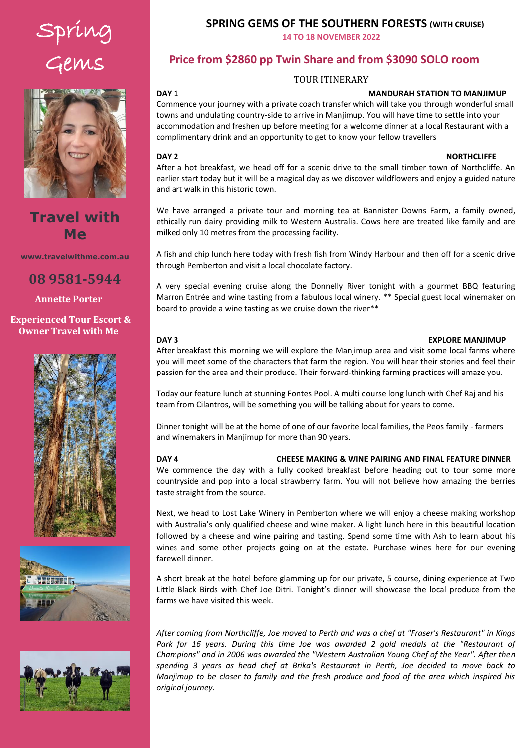# Spring Gems

## Travel with Me

www.travelwithme.com.au

**08 9581-5944**

**Annette Porter**

**Experienced Tour Escort & Owner Travel with Me**

## SPRING GEMS OF THE SOUTHERN FORESTS (WITH CRUISE)

**14 TO 18 NOVEMBER 2022**

## Price from $2860 pp Twin Share and from $3090 SOLO room

TOUR ITINERARY

**DAY 1** — **MANDURAH STATION TO MANJIMUP**

Commence your journey with a private coach transfer which will take you through wonderful small towns and undulating country-side to arrive in Manjimup. You will have time to settle into your accommodation and freshen up before meeting for a welcome dinner at a local Restaurant with a complimentary drink and an opportunity to get to know your fellow travellers

**DAY 2** — **NORTHCLIFFE**

After a hot breakfast, we head off for a scenic drive to the small timber town of Northcliffe. An earlier start today but it will be a magical day as we discover wildflowers and enjoy a guided nature and art walk in this historic town.

We have arranged a private tour and morning tea at Bannister Downs Farm, a family owned, ethically run dairy providing milk to Western Australia. Cows here are treated like family and are milked only 10 metres from the processing facility.

A fish and chip lunch here today with fresh fish from Windy Harbour and then off for a scenic drive through Pemberton and visit a local chocolate factory.

A very special evening cruise along the Donnelly River tonight with a gourmet BBQ featuring Marron Entrée and wine tasting from a fabulous local winery. ** Special guest local winemaker on board to provide a wine tasting as we cruise down the river**

**DAY 3** — **EXPLORE MANJIMUP**

After breakfast this morning we will explore the Manjimup area and visit some local farms where you will meet some of the characters that farm the region. You will hear their stories and feel their passion for the area and their produce. Their forward-thinking farming practices will amaze you.

Today our feature lunch at stunning Fontes Pool. A multi course long lunch with Chef Raj and his team from Cilantros, will be something you will be talking about for years to come.

Dinner tonight will be at the home of one of our favorite local families, the Peos family - farmers and winemakers in Manjimup for more than 90 years.

**DAY 4** — **CHEESE MAKING & WINE PAIRING AND FINAL FEATURE DINNER**

We commence the day with a fully cooked breakfast before heading out to tour some more countryside and pop into a local strawberry farm. You will not believe how amazing the berries taste straight from the source.

Next, we head to Lost Lake Winery in Pemberton where we will enjoy a cheese making workshop with Australia's only qualified cheese and wine maker. A light lunch here in this beautiful location followed by a cheese and wine pairing and tasting. Spend some time with Ash to learn about his wines and some other projects going on at the estate. Purchase wines here for our evening farewell dinner.

A short break at the hotel before glamming up for our private, 5 course, dining experience at Two Little Black Birds with Chef Joe Ditri. Tonight's dinner will showcase the local produce from the farms we have visited this week.

*After coming from Northcliffe, Joe moved to Perth and was a chef at "Fraser's Restaurant" in Kings Park for 16 years. During this time Joe was awarded 2 gold medals at the "Restaurant of Champions" and in 2006 was awarded the "Western Australian Young Chef of the Year". After then spending 3 years as head chef at Brika's Restaurant in Perth, Joe decided to move back to Manjimup to be closer to family and the fresh produce and food of the area which inspired his original journey.*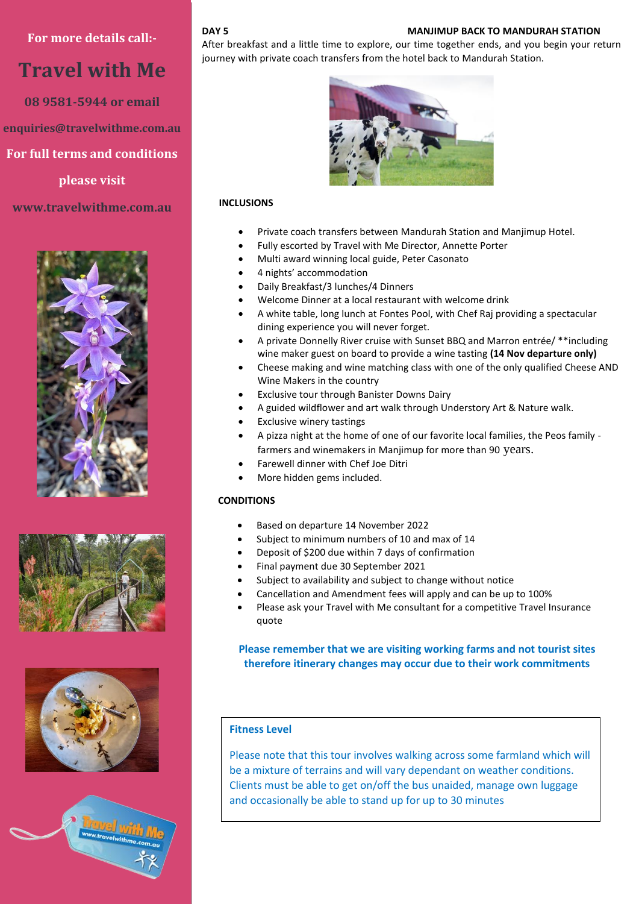For more details call:-

# Travel with Me

08 9581-5944 or email

enquiries@travelwithme.com.au

For full terms and conditions please visit

www.travelwithme.com.au

**DAY 5** **MANJIMUP BACK TO MANDURAH STATION**

After breakfast and a little time to explore, our time together ends, and you begin your return journey with private coach transfers from the hotel back to Mandurah Station.

**INCLUSIONS**

- Private coach transfers between Mandurah Station and Manjimup Hotel.
- Fully escorted by Travel with Me Director, Annette Porter
- Multi award winning local guide, Peter Casonato
- 4 nights' accommodation
- Daily Breakfast/3 lunches/4 Dinners
- Welcome Dinner at a local restaurant with welcome drink
- A white table, long lunch at Fontes Pool, with Chef Raj providing a spectacular dining experience you will never forget.
- A private Donnelly River cruise with Sunset BBQ and Marron entrée/ **including wine maker guest on board to provide a wine tasting **(14 Nov departure only)**
- Cheese making and wine matching class with one of the only qualified Cheese AND Wine Makers in the country
- Exclusive tour through Banister Downs Dairy
- A guided wildflower and art walk through Understory Art & Nature walk.
- Exclusive winery tastings
- A pizza night at the home of one of our favorite local families, the Peos family - farmers and winemakers in Manjimup for more than 90 years.
- Farewell dinner with Chef Joe Ditri
- More hidden gems included.

**CONDITIONS**

- Based on departure 14 November 2022
- Subject to minimum numbers of 10 and max of 14
- Deposit of $200 due within 7 days of confirmation
- Final payment due 30 September 2021
- Subject to availability and subject to change without notice
- Cancellation and Amendment fees will apply and can be up to 100%
- Please ask your Travel with Me consultant for a competitive Travel Insurance quote

**Please remember that we are visiting working farms and not tourist sites therefore itinerary changes may occur due to their work commitments**

**Fitness Level**

Please note that this tour involves walking across some farmland which will be a mixture of terrains and will vary dependant on weather conditions. Clients must be able to get on/off the bus unaided, manage own luggage and occasionally be able to stand up for up to 30 minutes